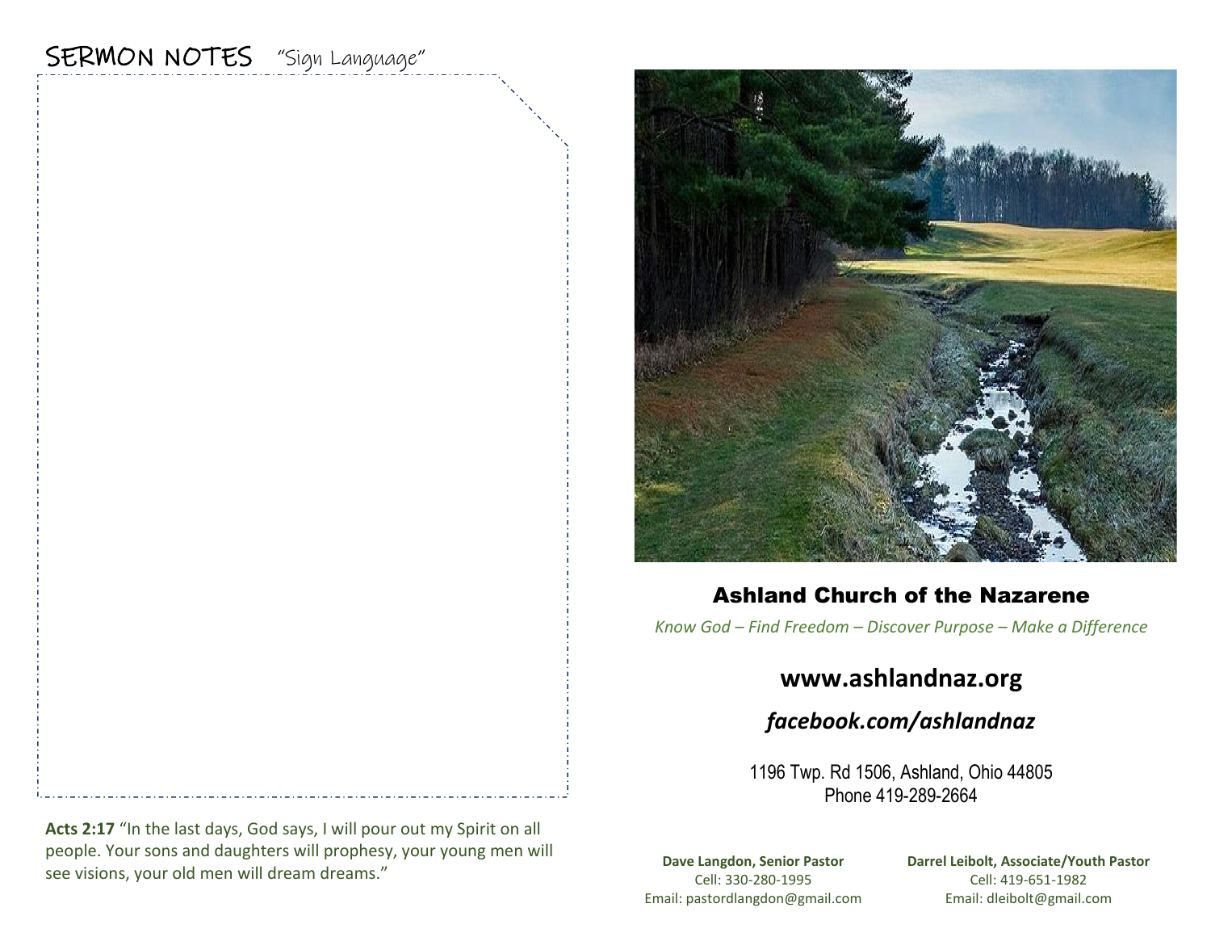## SERMON NOTES "Sign Language"

**Acts 2:17** "In the last days, God says, I will pour out my Spirit on all people. Your sons and daughters will prophesy, your young men will see visions, your old men will dream dreams."

## Ashland Church of the Nazarene

*Know God – Find Freedom – Discover Purpose – Make a Difference*

**www.ashlandnaz.org**

***facebook.com/ashlandnaz***

1196 Twp. Rd 1506, Ashland, Ohio 44805
Phone 419-289-2664

**Dave Langdon, Senior Pastor**
Cell: 330-280-1995
Email: pastordlangdon@gmail.com

**Darrel Leibolt, Associate/Youth Pastor**
Cell: 419-651-1982
Email: dleibolt@gmail.com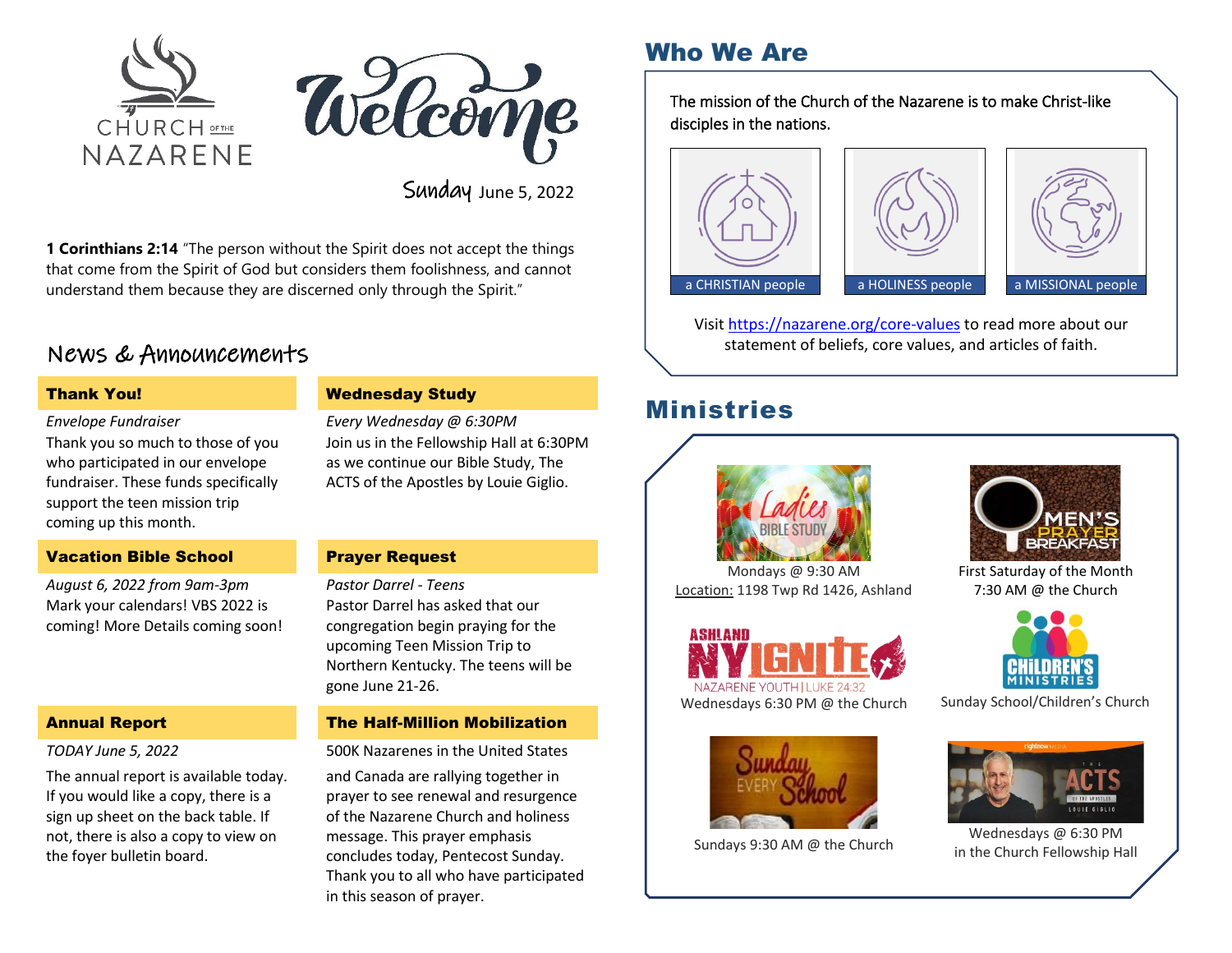CHURCH OF THE NAZARENE

# Welcome

Sunday June 5, 2022

**1 Corinthians 2:14** "The person without the Spirit does not accept the things that come from the Spirit of God but considers them foolishness, and cannot understand them because they are discerned only through the Spirit."

## News & Announcements

### Thank You!

*Envelope Fundraiser*

Thank you so much to those of you who participated in our envelope fundraiser. These funds specifically support the teen mission trip coming up this month.

### Vacation Bible School

*August 6, 2022 from 9am-3pm*

Mark your calendars! VBS 2022 is coming! More Details coming soon!

### Annual Report

*TODAY June 5, 2022*

The annual report is available today. If you would like a copy, there is a sign up sheet on the back table. If not, there is also a copy to view on the foyer bulletin board.

### Wednesday Study

*Every Wednesday @ 6:30PM*

Join us in the Fellowship Hall at 6:30PM as we continue our Bible Study, The ACTS of the Apostles by Louie Giglio.

### Prayer Request

*Pastor Darrel - Teens*

Pastor Darrel has asked that our congregation begin praying for the upcoming Teen Mission Trip to Northern Kentucky. The teens will be gone June 21-26.

### The Half-Million Mobilization

500K Nazarenes in the United States and Canada are rallying together in prayer to see renewal and resurgence of the Nazarene Church and holiness message. This prayer emphasis concludes today, Pentecost Sunday. Thank you to all who have participated in this season of prayer.

## Who We Are

The mission of the Church of the Nazarene is to make Christ-like disciples in the nations.

a CHRISTIAN people

a HOLINESS people

a MISSIONAL people

Visit https://nazarene.org/core-values to read more about our statement of beliefs, core values, and articles of faith.

## Ministries

Ladies BIBLE STUDY
Mondays @ 9:30 AM
Location: 1198 Twp Rd 1426, Ashland

MEN'S PRAYER BREAKFAST
First Saturday of the Month
7:30 AM @ the Church

ASHLAND NYI IGNITE
NAZARENE YOUTH | LUKE 24:32
Wednesdays 6:30 PM @ the Church

CHILDREN'S MINISTRIES
Sunday School/Children's Church

Sunday EVERY School
Sundays 9:30 AM @ the Church

THE ACTS OF THE APOSTLES LOUIE GIGLIO
Wednesdays @ 6:30 PM
in the Church Fellowship Hall